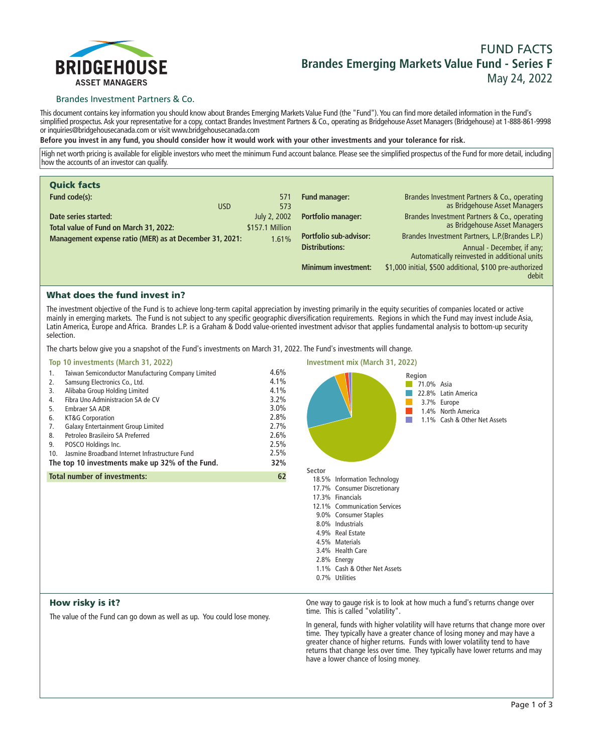BRIDGEHOUSE ASSET MANAGERS

# FUND FACTS
## Brandes Emerging Markets Value Fund - Series F
May 24, 2022

Brandes Investment Partners & Co.

This document contains key information you should know about Brandes Emerging Markets Value Fund (the "Fund"). You can find more detailed information in the Fund's simplified prospectus. Ask your representative for a copy, contact Brandes Investment Partners & Co., operating as Bridgehouse Asset Managers (Bridgehouse) at 1-888-861-9998 or inquiries@bridgehousecanada.com or visit www.bridgehousecanada.com

**Before you invest in any fund, you should consider how it would work with your other investments and your tolerance for risk.**

High net worth pricing is available for eligible investors who meet the minimum Fund account balance. Please see the simplified prospectus of the Fund for more detail, including how the accounts of an investor can qualify.

### Quick facts

| | |
|---|---|
| **Fund code(s):** | 571; USD 573 |
| **Date series started:** | July 2, 2002 |
| **Total value of Fund on March 31, 2022:** | $157.1 Million |
| **Management expense ratio (MER) as at December 31, 2021:** | 1.61% |
| **Fund manager:** | Brandes Investment Partners & Co., operating as Bridgehouse Asset Managers |
| **Portfolio manager:** | Brandes Investment Partners & Co., operating as Bridgehouse Asset Managers |
| **Portfolio sub-advisor:** | Brandes Investment Partners, L.P.(Brandes L.P.) |
| **Distributions:** | Annual - December, if any; Automatically reinvested in additional units |
| **Minimum investment:** | $1,000 initial, $500 additional, $100 pre-authorized debit |

### What does the fund invest in?

The investment objective of the Fund is to achieve long-term capital appreciation by investing primarily in the equity securities of companies located or active mainly in emerging markets. The Fund is not subject to any specific geographic diversification requirements. Regions in which the Fund may invest include Asia, Latin America, Europe and Africa. Brandes L.P. is a Graham & Dodd value-oriented investment advisor that applies fundamental analysis to bottom-up security selection.

The charts below give you a snapshot of the Fund's investments on March 31, 2022. The Fund's investments will change.

**Top 10 investments (March 31, 2022)**

| | Investment | % |
|---|---|---|
| 1. | Taiwan Semiconductor Manufacturing Company Limited | 4.6% |
| 2. | Samsung Electronics Co., Ltd. | 4.1% |
| 3. | Alibaba Group Holding Limited | 4.1% |
| 4. | Fibra Uno Administracion SA de CV | 3.2% |
| 5. | Embraer SA ADR | 3.0% |
| 6. | KT&G Corporation | 2.8% |
| 7. | Galaxy Entertainment Group Limited | 2.7% |
| 8. | Petroleo Brasileiro SA Preferred | 2.6% |
| 9. | POSCO Holdings Inc. | 2.5% |
| 10. | Jasmine Broadband Internet Infrastructure Fund | 2.5% |
| | **The top 10 investments make up 32% of the Fund.** | **32%** |
| | **Total number of investments:** | **62** |

**Investment mix (March 31, 2022)**

**Region**

| % | Region |
|---|---|
| 71.0% | Asia |
| 22.8% | Latin America |
| 3.7% | Europe |
| 1.4% | North America |
| 1.1% | Cash & Other Net Assets |

**Sector**

| % | Sector |
|---|---|
| 18.5% | Information Technology |
| 17.7% | Consumer Discretionary |
| 17.3% | Financials |
| 12.1% | Communication Services |
| 9.0% | Consumer Staples |
| 8.0% | Industrials |
| 4.9% | Real Estate |
| 4.5% | Materials |
| 3.4% | Health Care |
| 2.8% | Energy |
| 1.1% | Cash & Other Net Assets |
| 0.7% | Utilities |

### How risky is it?

The value of the Fund can go down as well as up. You could lose money.

One way to gauge risk is to look at how much a fund's returns change over time. This is called "volatility".

In general, funds with higher volatility will have returns that change more over time. They typically have a greater chance of losing money and may have a greater chance of higher returns. Funds with lower volatility tend to have returns that change less over time. They typically have lower returns and may have a lower chance of losing money.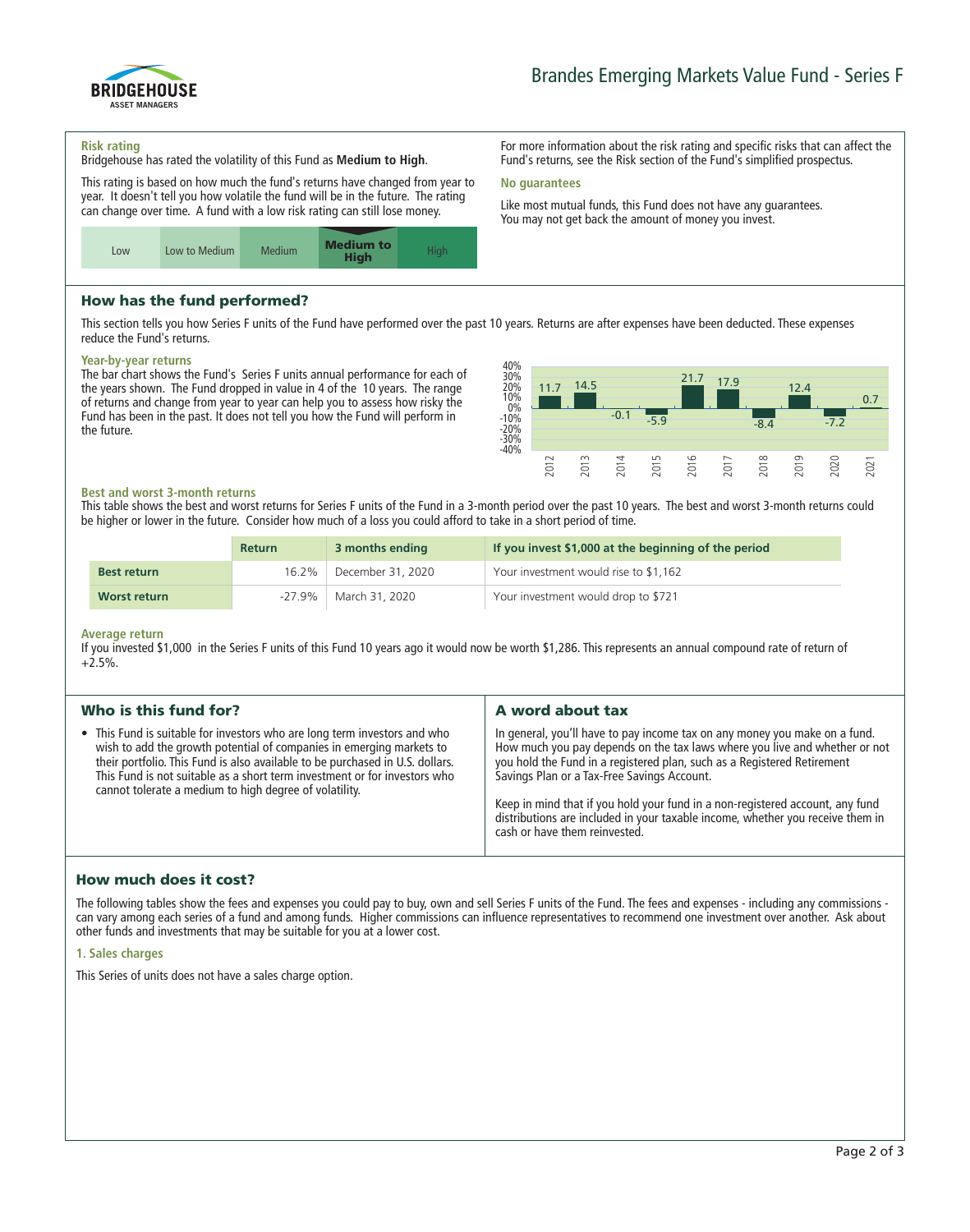# Brandes Emerging Markets Value Fund - Series F

### Risk rating

Bridgehouse has rated the volatility of this Fund as **Medium to High**.

This rating is based on how much the fund's returns have changed from year to year. It doesn't tell you how volatile the fund will be in the future. The rating can change over time. A fund with a low risk rating can still lose money.

| Low | Low to Medium | Medium | **Medium to High** | High |
|---|---|---|---|---|

For more information about the risk rating and specific risks that can affect the Fund's returns, see the Risk section of the Fund's simplified prospectus.

### No guarantees

Like most mutual funds, this Fund does not have any guarantees. You may not get back the amount of money you invest.

## How has the fund performed?

This section tells you how Series F units of the Fund have performed over the past 10 years. Returns are after expenses have been deducted. These expenses reduce the Fund's returns.

### Year-by-year returns

The bar chart shows the Fund's Series F units annual performance for each of the years shown. The Fund dropped in value in 4 of the 10 years. The range of returns and change from year to year can help you to assess how risky the Fund has been in the past. It does not tell you how the Fund will perform in the future.

| Year | 2012 | 2013 | 2014 | 2015 | 2016 | 2017 | 2018 | 2019 | 2020 | 2021 |
|---|---|---|---|---|---|---|---|---|---|---|
| Return (%) | 11.7 | 14.5 | -0.1 | -5.9 | 21.7 | 17.9 | -8.4 | 12.4 | -7.2 | 0.7 |

### Best and worst 3-month returns

This table shows the best and worst returns for Series F units of the Fund in a 3-month period over the past 10 years. The best and worst 3-month returns could be higher or lower in the future. Consider how much of a loss you could afford to take in a short period of time.

| | Return | 3 months ending | If you invest $1,000 at the beginning of the period |
|---|---|---|---|
| **Best return** | 16.2% | December 31, 2020 | Your investment would rise to $1,162 |
| **Worst return** | -27.9% | March 31, 2020 | Your investment would drop to $721 |

### Average return

If you invested $1,000 in the Series F units of this Fund 10 years ago it would now be worth $1,286. This represents an annual compound rate of return of +2.5%.

## Who is this fund for?

- This Fund is suitable for investors who are long term investors and who wish to add the growth potential of companies in emerging markets to their portfolio. This Fund is also available to be purchased in U.S. dollars. This Fund is not suitable as a short term investment or for investors who cannot tolerate a medium to high degree of volatility.

## A word about tax

In general, you'll have to pay income tax on any money you make on a fund. How much you pay depends on the tax laws where you live and whether or not you hold the Fund in a registered plan, such as a Registered Retirement Savings Plan or a Tax-Free Savings Account.

Keep in mind that if you hold your fund in a non-registered account, any fund distributions are included in your taxable income, whether you receive them in cash or have them reinvested.

## How much does it cost?

The following tables show the fees and expenses you could pay to buy, own and sell Series F units of the Fund. The fees and expenses - including any commissions - can vary among each series of a fund and among funds. Higher commissions can influence representatives to recommend one investment over another. Ask about other funds and investments that may be suitable for you at a lower cost.

### 1. Sales charges

This Series of units does not have a sales charge option.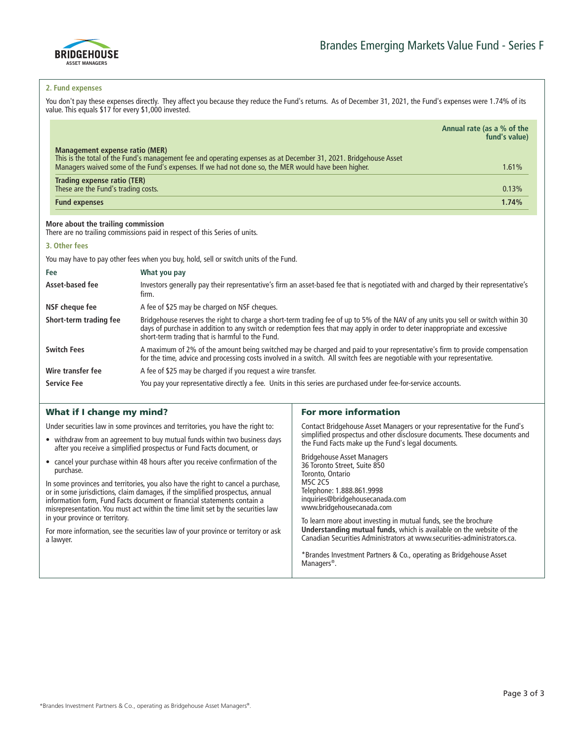## 2. Fund expenses

You don't pay these expenses directly. They affect you because they reduce the Fund's returns. As of December 31, 2021, the Fund's expenses were 1.74% of its value. This equals $17 for every $1,000 invested.

| | Annual rate (as a % of the fund's value) |
|---|---|
| **Management expense ratio (MER)**<br>This is the total of the Fund's management fee and operating expenses as at December 31, 2021. Bridgehouse Asset Managers waived some of the Fund's expenses. If we had not done so, the MER would have been higher. | 1.61% |
| **Trading expense ratio (TER)**<br>These are the Fund's trading costs. | 0.13% |
| **Fund expenses** | **1.74%** |

**More about the trailing commission**

There are no trailing commissions paid in respect of this Series of units.

## 3. Other fees

You may have to pay other fees when you buy, hold, sell or switch units of the Fund.

| Fee | What you pay |
|---|---|
| **Asset-based fee** | Investors generally pay their representative's firm an asset-based fee that is negotiated with and charged by their representative's firm. |
| **NSF cheque fee** | A fee of $25 may be charged on NSF cheques. |
| **Short-term trading fee** | Bridgehouse reserves the right to charge a short-term trading fee of up to 5% of the NAV of any units you sell or switch within 30 days of purchase in addition to any switch or redemption fees that may apply in order to deter inappropriate and excessive short-term trading that is harmful to the Fund. |
| **Switch Fees** | A maximum of 2% of the amount being switched may be charged and paid to your representative's firm to provide compensation for the time, advice and processing costs involved in a switch. All switch fees are negotiable with your representative. |
| **Wire transfer fee** | A fee of $25 may be charged if you request a wire transfer. |
| **Service Fee** | You pay your representative directly a fee. Units in this series are purchased under fee-for-service accounts. |

## What if I change my mind?

Under securities law in some provinces and territories, you have the right to:

- withdraw from an agreement to buy mutual funds within two business days after you receive a simplified prospectus or Fund Facts document, or
- cancel your purchase within 48 hours after you receive confirmation of the purchase.

In some provinces and territories, you also have the right to cancel a purchase, or in some jurisdictions, claim damages, if the simplified prospectus, annual information form, Fund Facts document or financial statements contain a misrepresentation. You must act within the time limit set by the securities law in your province or territory.

For more information, see the securities law of your province or territory or ask a lawyer.

## For more information

Contact Bridgehouse Asset Managers or your representative for the Fund's simplified prospectus and other disclosure documents. These documents and the Fund Facts make up the Fund's legal documents.

Bridgehouse Asset Managers
36 Toronto Street, Suite 850
Toronto, Ontario
M5C 2C5
Telephone: 1.888.861.9998
inquiries@bridgehousecanada.com
www.bridgehousecanada.com

To learn more about investing in mutual funds, see the brochure **Understanding mutual funds**, which is available on the website of the Canadian Securities Administrators at www.securities-administrators.ca.

*Brandes Investment Partners & Co., operating as Bridgehouse Asset Managers®.